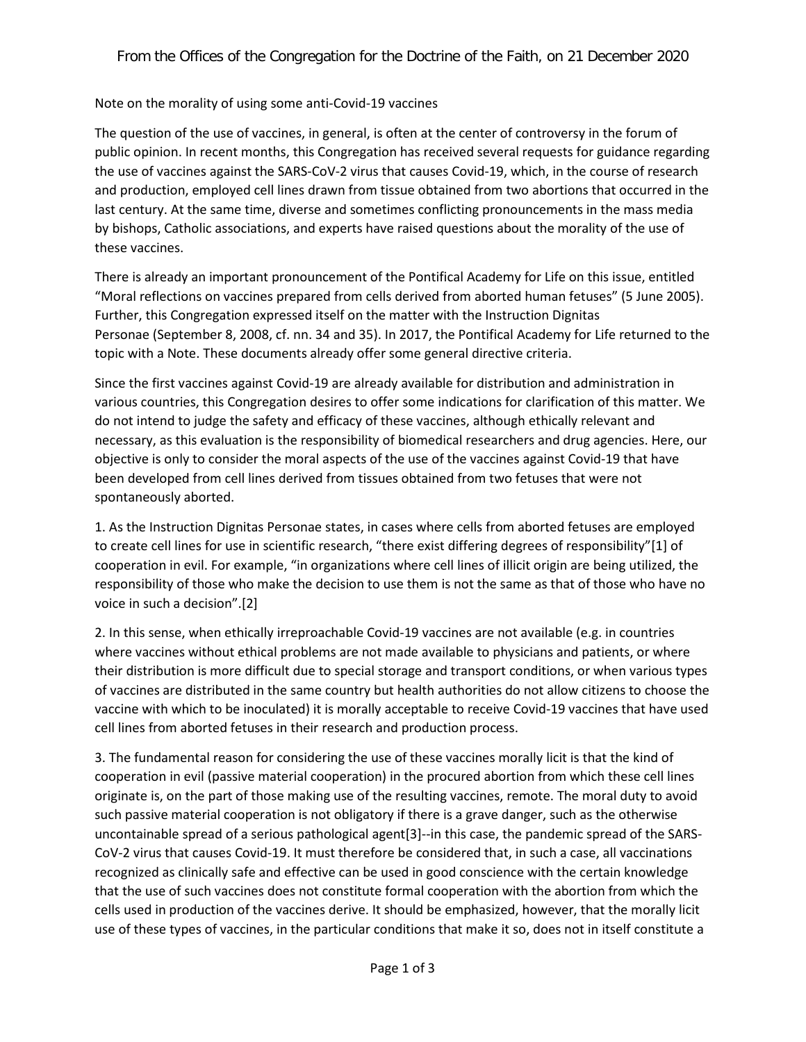From the Offices of the Congregation for the Doctrine of the Faith, on 21 December 2020

Note on the morality of using some anti-Covid-19 vaccines

The question of the use of vaccines, in general, is often at the center of controversy in the forum of public opinion. In recent months, this Congregation has received several requests for guidance regarding the use of vaccines against the SARS-CoV-2 virus that causes Covid-19, which, in the course of research and production, employed cell lines drawn from tissue obtained from two abortions that occurred in the last century. At the same time, diverse and sometimes conflicting pronouncements in the mass media by bishops, Catholic associations, and experts have raised questions about the morality of the use of these vaccines.

There is already an important pronouncement of the Pontifical Academy for Life on this issue, entitled "Moral reflections on vaccines prepared from cells derived from aborted human fetuses" (5 June 2005). Further, this Congregation expressed itself on the matter with the Instruction Dignitas Personae (September 8, 2008, cf. nn. 34 and 35). In 2017, the Pontifical Academy for Life returned to the topic with a Note. These documents already offer some general directive criteria.

Since the first vaccines against Covid-19 are already available for distribution and administration in various countries, this Congregation desires to offer some indications for clarification of this matter. We do not intend to judge the safety and efficacy of these vaccines, although ethically relevant and necessary, as this evaluation is the responsibility of biomedical researchers and drug agencies. Here, our objective is only to consider the moral aspects of the use of the vaccines against Covid-19 that have been developed from cell lines derived from tissues obtained from two fetuses that were not spontaneously aborted.

1. As the Instruction Dignitas Personae states, in cases where cells from aborted fetuses are employed to create cell lines for use in scientific research, "there exist differing degrees of responsibility"[1] of cooperation in evil. For example, "in organizations where cell lines of illicit origin are being utilized, the responsibility of those who make the decision to use them is not the same as that of those who have no voice in such a decision".[2]

2. In this sense, when ethically irreproachable Covid-19 vaccines are not available (e.g. in countries where vaccines without ethical problems are not made available to physicians and patients, or where their distribution is more difficult due to special storage and transport conditions, or when various types of vaccines are distributed in the same country but health authorities do not allow citizens to choose the vaccine with which to be inoculated) it is morally acceptable to receive Covid-19 vaccines that have used cell lines from aborted fetuses in their research and production process.

3. The fundamental reason for considering the use of these vaccines morally licit is that the kind of cooperation in evil (passive material cooperation) in the procured abortion from which these cell lines originate is, on the part of those making use of the resulting vaccines, remote. The moral duty to avoid such passive material cooperation is not obligatory if there is a grave danger, such as the otherwise uncontainable spread of a serious pathological agent[3]--in this case, the pandemic spread of the SARS-CoV-2 virus that causes Covid-19. It must therefore be considered that, in such a case, all vaccinations recognized as clinically safe and effective can be used in good conscience with the certain knowledge that the use of such vaccines does not constitute formal cooperation with the abortion from which the cells used in production of the vaccines derive. It should be emphasized, however, that the morally licit use of these types of vaccines, in the particular conditions that make it so, does not in itself constitute a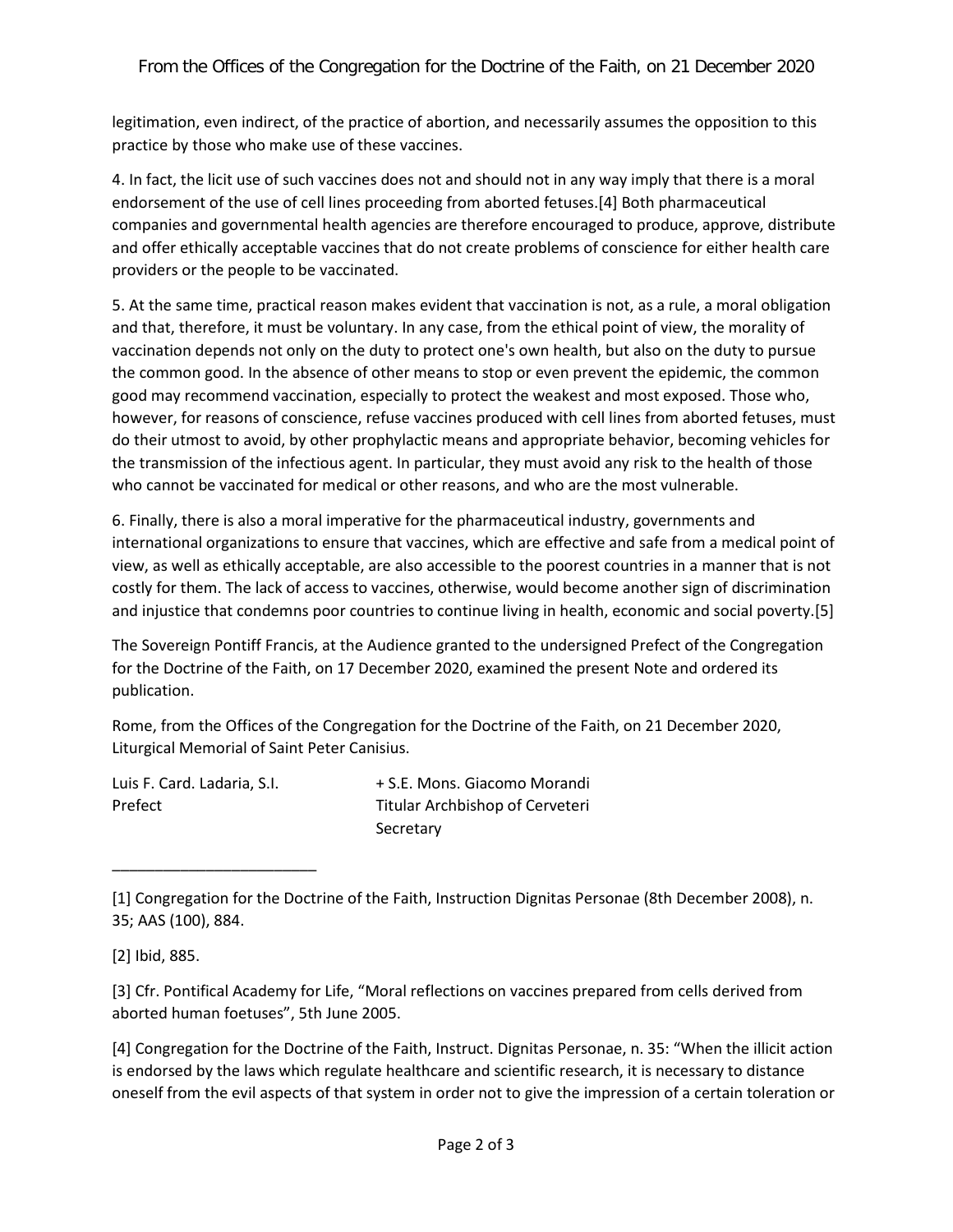legitimation, even indirect, of the practice of abortion, and necessarily assumes the opposition to this practice by those who make use of these vaccines.

4. In fact, the licit use of such vaccines does not and should not in any way imply that there is a moral endorsement of the use of cell lines proceeding from aborted fetuses.[4] Both pharmaceutical companies and governmental health agencies are therefore encouraged to produce, approve, distribute and offer ethically acceptable vaccines that do not create problems of conscience for either health care providers or the people to be vaccinated.

5. At the same time, practical reason makes evident that vaccination is not, as a rule, a moral obligation and that, therefore, it must be voluntary. In any case, from the ethical point of view, the morality of vaccination depends not only on the duty to protect one's own health, but also on the duty to pursue the common good. In the absence of other means to stop or even prevent the epidemic, the common good may recommend vaccination, especially to protect the weakest and most exposed. Those who, however, for reasons of conscience, refuse vaccines produced with cell lines from aborted fetuses, must do their utmost to avoid, by other prophylactic means and appropriate behavior, becoming vehicles for the transmission of the infectious agent. In particular, they must avoid any risk to the health of those who cannot be vaccinated for medical or other reasons, and who are the most vulnerable.

6. Finally, there is also a moral imperative for the pharmaceutical industry, governments and international organizations to ensure that vaccines, which are effective and safe from a medical point of view, as well as ethically acceptable, are also accessible to the poorest countries in a manner that is not costly for them. The lack of access to vaccines, otherwise, would become another sign of discrimination and injustice that condemns poor countries to continue living in health, economic and social poverty.[5]

The Sovereign Pontiff Francis, at the Audience granted to the undersigned Prefect of the Congregation for the Doctrine of the Faith, on 17 December 2020, examined the present Note and ordered its publication.

Rome, from the Offices of the Congregation for the Doctrine of the Faith, on 21 December 2020, Liturgical Memorial of Saint Peter Canisius.

| Luis F. Card. Ladaria, S.I. | + S.E. Mons. Giacomo Morandi |
|---|---|
| Prefect | Titular Archbishop of Cerveteri |
| | Secretary |

---

[1] Congregation for the Doctrine of the Faith, Instruction Dignitas Personae (8th December 2008), n. 35; AAS (100), 884.

[2] Ibid, 885.

[3] Cfr. Pontifical Academy for Life, “Moral reflections on vaccines prepared from cells derived from aborted human foetuses”, 5th June 2005.

[4] Congregation for the Doctrine of the Faith, Instruct. Dignitas Personae, n. 35: “When the illicit action is endorsed by the laws which regulate healthcare and scientific research, it is necessary to distance oneself from the evil aspects of that system in order not to give the impression of a certain toleration or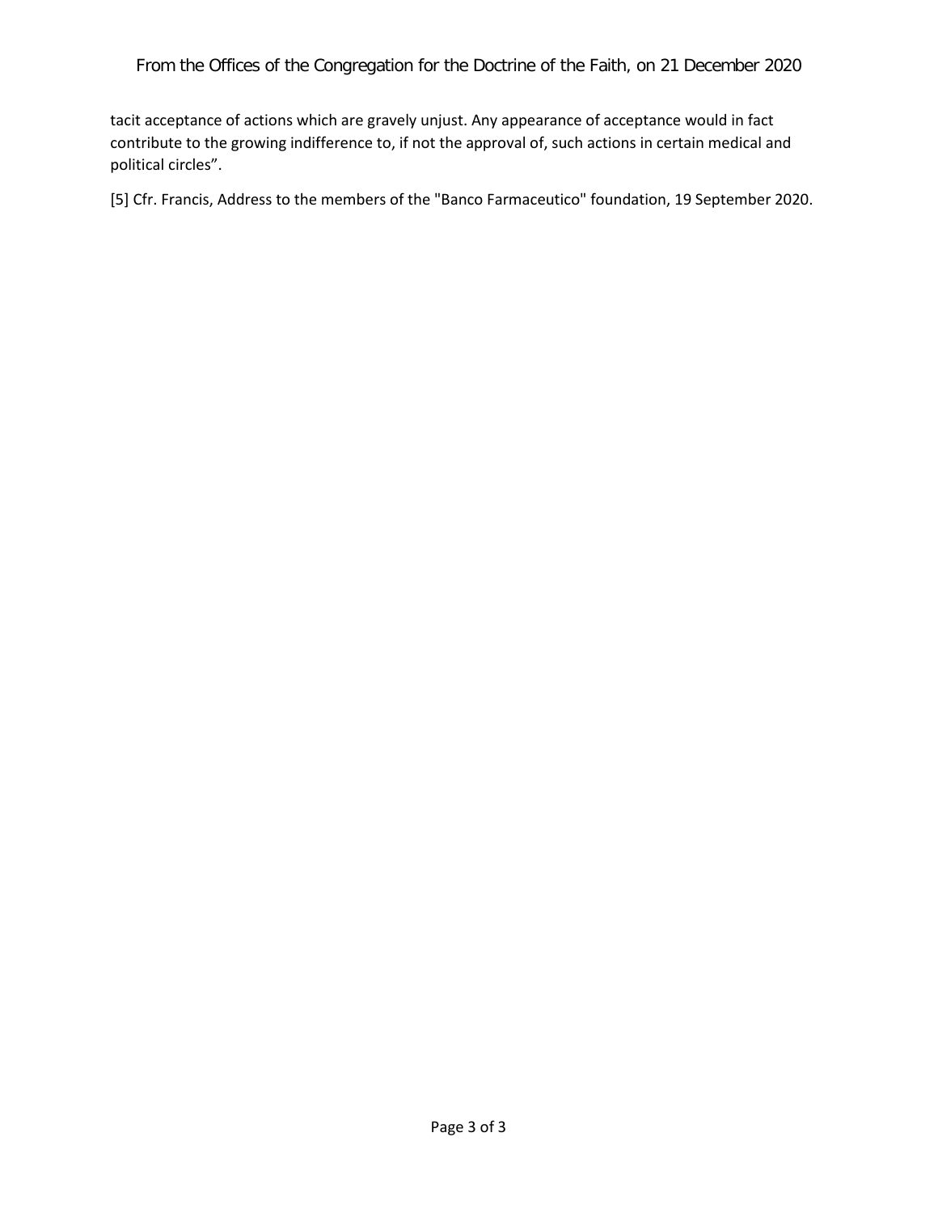tacit acceptance of actions which are gravely unjust. Any appearance of acceptance would in fact contribute to the growing indifference to, if not the approval of, such actions in certain medical and political circles”.

[5] Cfr. Francis, Address to the members of the "Banco Farmaceutico" foundation, 19 September 2020.